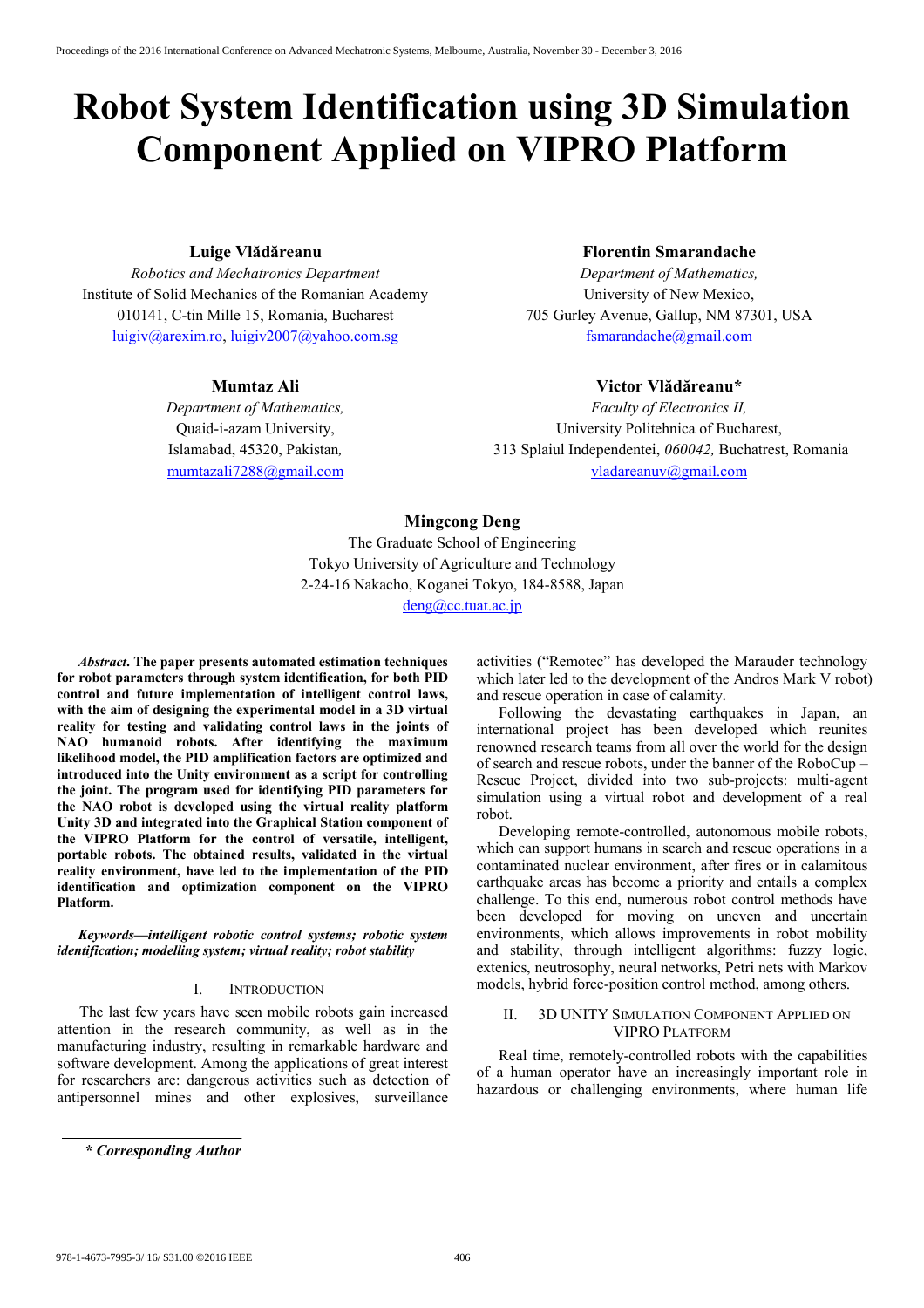# Robot System Identification using 3D Simulation Component Applied on VIPRO Platform

**Luige Vlădăreanu**
*Robotics and Mechatronics Department*
Institute of Solid Mechanics of the Romanian Academy
010141, C-tin Mille 15, Romania, Bucharest
luigiv@arexim.ro, luigiv2007@yahoo.com.sg

**Florentin Smarandache**
*Department of Mathematics,*
University of New Mexico,
705 Gurley Avenue, Gallup, NM 87301, USA
fsmarandache@gmail.com

**Mumtaz Ali**
*Department of Mathematics,*
Quaid-i-azam University,
Islamabad, 45320, Pakistan*,*
mumtazali7288@gmail.com

**Victor Vlădăreanu***
*Faculty of Electronics II,*
University Politehnica of Bucharest,
313 Splaiul Independentei, *060042,* Buchatrest, Romania
vladareanuv@gmail.com

**Mingcong Deng**
The Graduate School of Engineering
Tokyo University of Agriculture and Technology
2-24-16 Nakacho, Koganei Tokyo, 184-8588, Japan
deng@cc.tuat.ac.jp

***Abstract*. The paper presents automated estimation techniques for robot parameters through system identification, for both PID control and future implementation of intelligent control laws, with the aim of designing the experimental model in a 3D virtual reality for testing and validating control laws in the joints of NAO humanoid robots. After identifying the maximum likelihood model, the PID amplification factors are optimized and introduced into the Unity environment as a script for controlling the joint. The program used for identifying PID parameters for the NAO robot is developed using the virtual reality platform Unity 3D and integrated into the Graphical Station component of the VIPRO Platform for the control of versatile, intelligent, portable robots. The obtained results, validated in the virtual reality environment, have led to the implementation of the PID identification and optimization component on the VIPRO Platform.**

***Keywords—intelligent robotic control systems; robotic system identification; modelling system; virtual reality; robot stability***

## I. Introduction

The last few years have seen mobile robots gain increased attention in the research community, as well as in the manufacturing industry, resulting in remarkable hardware and software development. Among the applications of great interest for researchers are: dangerous activities such as detection of antipersonnel mines and other explosives, surveillance activities ("Remotec" has developed the Marauder technology which later led to the development of the Andros Mark V robot) and rescue operation in case of calamity.

Following the devastating earthquakes in Japan, an international project has been developed which reunites renowned research teams from all over the world for the design of search and rescue robots, under the banner of the RoboCup – Rescue Project, divided into two sub-projects: multi-agent simulation using a virtual robot and development of a real robot.

Developing remote-controlled, autonomous mobile robots, which can support humans in search and rescue operations in a contaminated nuclear environment, after fires or in calamitous earthquake areas has become a priority and entails a complex challenge. To this end, numerous robot control methods have been developed for moving on uneven and uncertain environments, which allows improvements in robot mobility and stability, through intelligent algorithms: fuzzy logic, extenics, neutrosophy, neural networks, Petri nets with Markov models, hybrid force-position control method, among others.

## II. 3D Unity Simulation Component Applied on VIPRO Platform

Real time, remotely-controlled robots with the capabilities of a human operator have an increasingly important role in hazardous or challenging environments, where human life

*** Corresponding Author**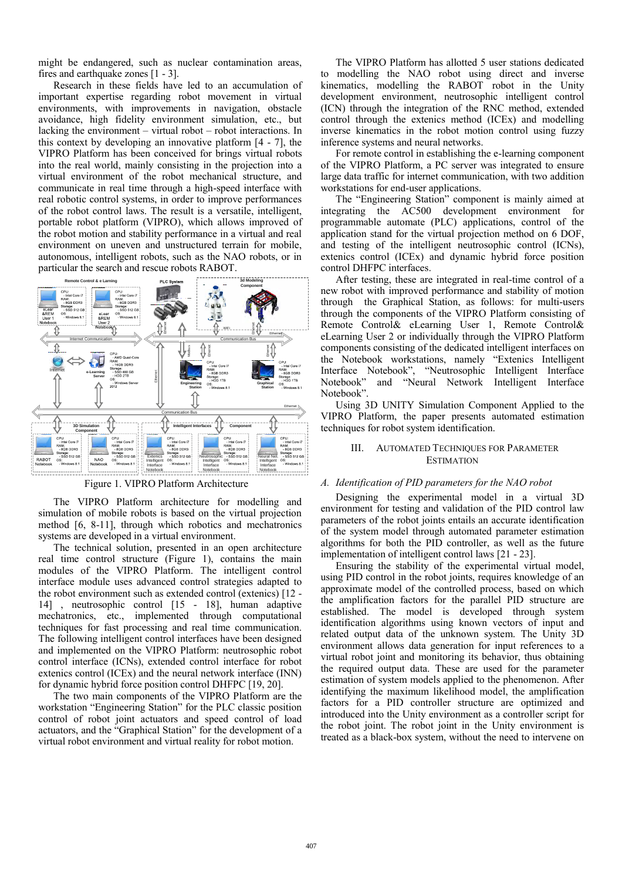might be endangered, such as nuclear contamination areas, fires and earthquake zones [1 - 3].

Research in these fields have led to an accumulation of important expertise regarding robot movement in virtual environments, with improvements in navigation, obstacle avoidance, high fidelity environment simulation, etc., but lacking the environment – virtual robot – robot interactions. In this context by developing an innovative platform [4 - 7], the VIPRO Platform has been conceived for brings virtual robots into the real world, mainly consisting in the projection into a virtual environment of the robot mechanical structure, and communicate in real time through a high-speed interface with real robotic control systems, in order to improve performances of the robot control laws. The result is a versatile, intelligent, portable robot platform (VIPRO), which allows improved of the robot motion and stability performance in a virtual and real environment on uneven and unstructured terrain for mobile, autonomous, intelligent robots, such as the NAO robots, or in particular the search and rescue robots RABOT.

Figure 1. VIPRO Platform Architecture

The VIPRO Platform architecture for modelling and simulation of mobile robots is based on the virtual projection method [6, 8-11], through which robotics and mechatronics systems are developed in a virtual environment.

The technical solution, presented in an open architecture real time control structure (Figure 1), contains the main modules of the VIPRO Platform. The intelligent control interface module uses advanced control strategies adapted to the robot environment such as extended control (extenics) [12 - 14] , neutrosophic control [15 - 18], human adaptive mechatronics, etc., implemented through computational techniques for fast processing and real time communication. The following intelligent control interfaces have been designed and implemented on the VIPRO Platform: neutrosophic robot control interface (ICNs), extended control interface for robot extenics control (ICEx) and the neural network interface (INN) for dynamic hybrid force position control DHFPC [19, 20].

The two main components of the VIPRO Platform are the workstation "Engineering Station" for the PLC classic position control of robot joint actuators and speed control of load actuators, and the "Graphical Station" for the development of a virtual robot environment and virtual reality for robot motion.

The VIPRO Platform has allotted 5 user stations dedicated to modelling the NAO robot using direct and inverse kinematics, modelling the RABOT robot in the Unity development environment, neutrosophic intelligent control (ICN) through the integration of the RNC method, extended control through the extenics method (ICEx) and modelling inverse kinematics in the robot motion control using fuzzy inference systems and neural networks.

For remote control in establishing the e-learning component of the VIPRO Platform, a PC server was integrated to ensure large data traffic for internet communication, with two addition workstations for end-user applications.

The "Engineering Station" component is mainly aimed at integrating the AC500 development environment for programmable automate (PLC) applications, control of the application stand for the virtual projection method on 6 DOF, and testing of the intelligent neutrosophic control (ICNs), extenics control (ICEx) and dynamic hybrid force position control DHFPC interfaces.

After testing, these are integrated in real-time control of a new robot with improved performance and stability of motion through the Graphical Station, as follows: for multi-users through the components of the VIPRO Platform consisting of Remote Control& eLearning User 1, Remote Control& eLearning User 2 or individually through the VIPRO Platform components consisting of the dedicated intelligent interfaces on the Notebook workstations, namely "Extenics Intelligent Interface Notebook", "Neutrosophic Intelligent Interface Notebook" and "Neural Network Intelligent Interface Notebook".

Using 3D UNITY Simulation Component Applied to the VIPRO Platform, the paper presents automated estimation techniques for robot system identification.

## III. Automated Techniques for Parameter Estimation

### *A. Identification of PID parameters for the NAO robot*

Designing the experimental model in a virtual 3D environment for testing and validation of the PID control law parameters of the robot joints entails an accurate identification of the system model through automated parameter estimation algorithms for both the PID controller, as well as the future implementation of intelligent control laws [21 - 23].

Ensuring the stability of the experimental virtual model, using PID control in the robot joints, requires knowledge of an approximate model of the controlled process, based on which the amplification factors for the parallel PID structure are established. The model is developed through system identification algorithms using known vectors of input and related output data of the unknown system. The Unity 3D environment allows data generation for input references to a virtual robot joint and monitoring its behavior, thus obtaining the required output data. These are used for the parameter estimation of system models applied to the phenomenon. After identifying the maximum likelihood model, the amplification factors for a PID controller structure are optimized and introduced into the Unity environment as a controller script for the robot joint. The robot joint in the Unity environment is treated as a black-box system, without the need to intervene on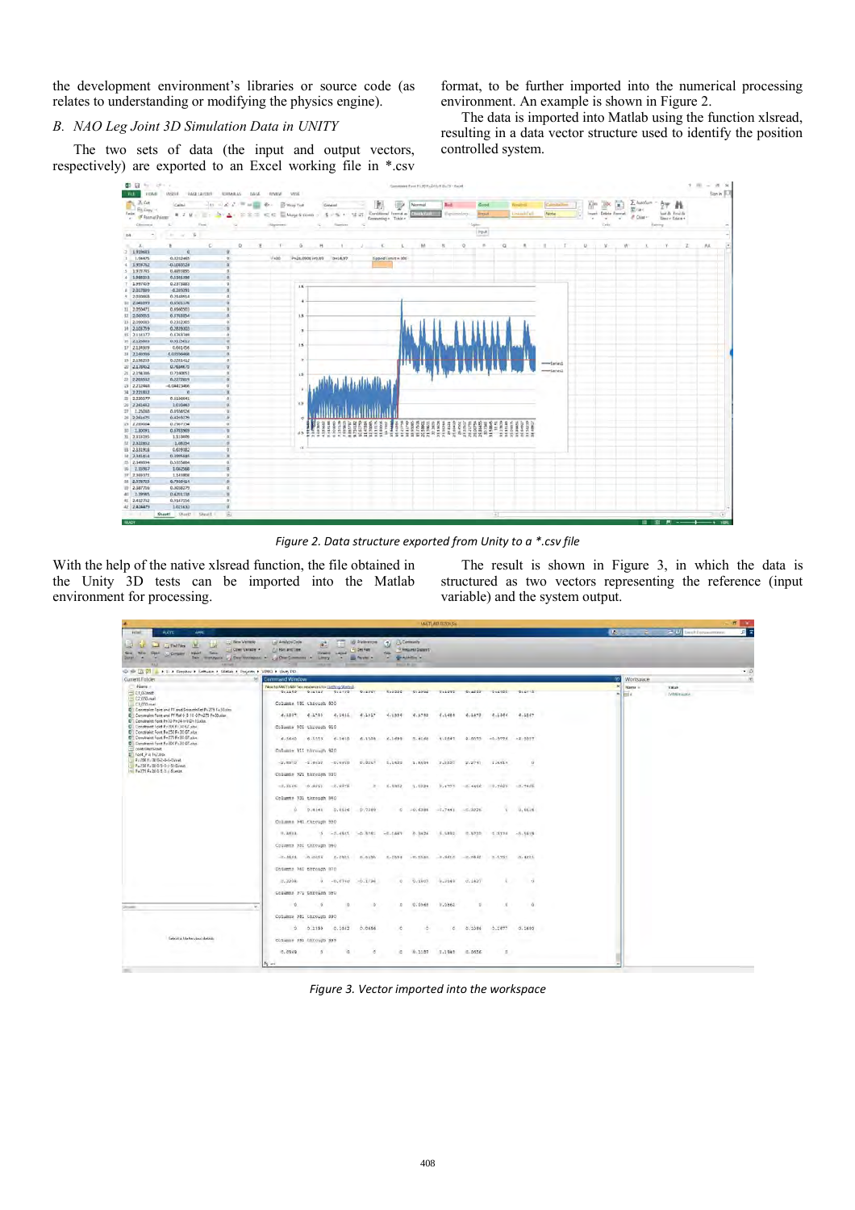the development environment's libraries or source code (as relates to understanding or modifying the physics engine).

### B. NAO Leg Joint 3D Simulation Data in UNITY

The two sets of data (the input and output vectors, respectively) are exported to an Excel working file in *.csv format, to be further imported into the numerical processing environment. An example is shown in Figure 2.

The data is imported into Matlab using the function xlsread, resulting in a data vector structure used to identify the position controlled system.

Figure 2. Data structure exported from Unity to a *.csv file

With the help of the native xlsread function, the file obtained in the Unity 3D tests can be imported into the Matlab environment for processing.

The result is shown in Figure 3, in which the data is structured as two vectors representing the reference (input variable) and the system output.

Figure 3. Vector imported into the workspace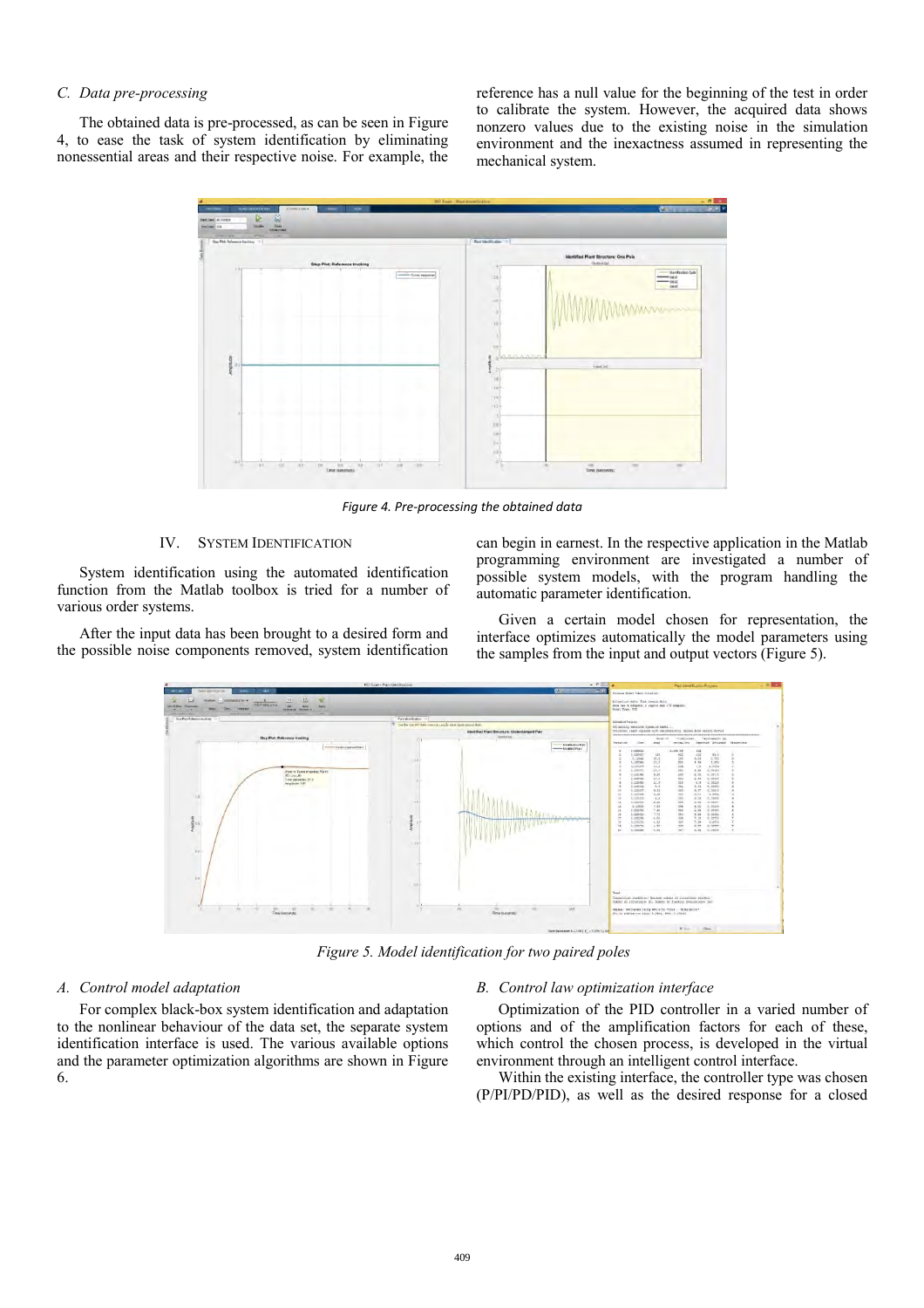### C. Data pre-processing

The obtained data is pre-processed, as can be seen in Figure 4, to ease the task of system identification by eliminating nonessential areas and their respective noise. For example, the reference has a null value for the beginning of the test in order to calibrate the system. However, the acquired data shows nonzero values due to the existing noise in the simulation environment and the inexactness assumed in representing the mechanical system.

*Figure 4. Pre-processing the obtained data*

## IV. SYSTEM IDENTIFICATION

System identification using the automated identification function from the Matlab toolbox is tried for a number of various order systems.

After the input data has been brought to a desired form and the possible noise components removed, system identification can begin in earnest. In the respective application in the Matlab programming environment are investigated a number of possible system models, with the program handling the automatic parameter identification.

Given a certain model chosen for representation, the interface optimizes automatically the model parameters using the samples from the input and output vectors (Figure 5).

*Figure 5. Model identification for two paired poles*

### A. Control model adaptation

For complex black-box system identification and adaptation to the nonlinear behaviour of the data set, the separate system identification interface is used. The various available options and the parameter optimization algorithms are shown in Figure 6.

### B. Control law optimization interface

Optimization of the PID controller in a varied number of options and of the amplification factors for each of these, which control the chosen process, is developed in the virtual environment through an intelligent control interface.

Within the existing interface, the controller type was chosen (P/PI/PD/PID), as well as the desired response for a closed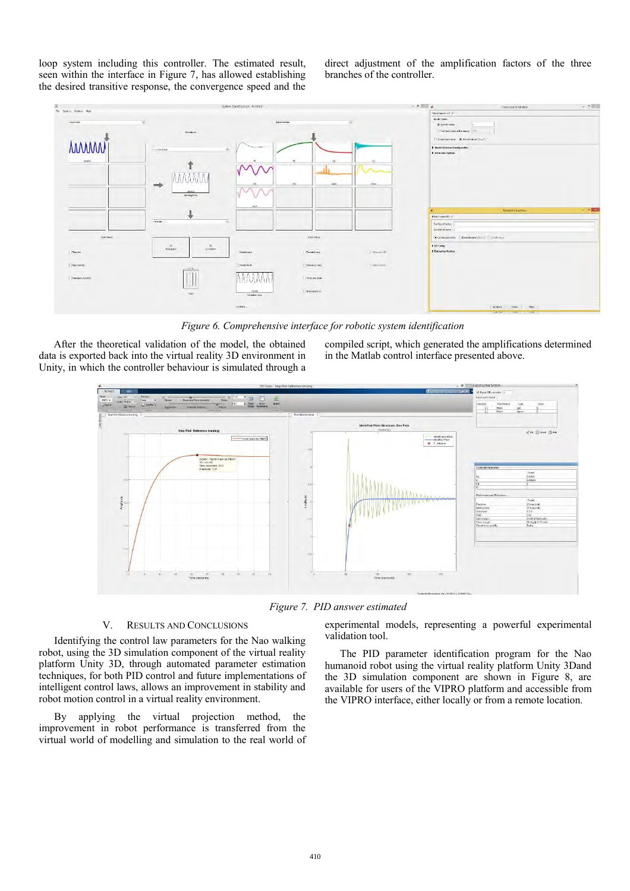loop system including this controller. The estimated result, seen within the interface in Figure 7, has allowed establishing the desired transitive response, the convergence speed and the direct adjustment of the amplification factors of the three branches of the controller.

*Figure 6. Comprehensive interface for robotic system identification*

After the theoretical validation of the model, the obtained data is exported back into the virtual reality 3D environment in Unity, in which the controller behaviour is simulated through a compiled script, which generated the amplifications determined in the Matlab control interface presented above.

*Figure 7. PID answer estimated*

## V. RESULTS AND CONCLUSIONS

Identifying the control law parameters for the Nao walking robot, using the 3D simulation component of the virtual reality platform Unity 3D, through automated parameter estimation techniques, for both PID control and future implementations of intelligent control laws, allows an improvement in stability and robot motion control in a virtual reality environment.

By applying the virtual projection method, the improvement in robot performance is transferred from the virtual world of modelling and simulation to the real world of experimental models, representing a powerful experimental validation tool.

The PID parameter identification program for the Nao humanoid robot using the virtual reality platform Unity 3Dand the 3D simulation component are shown in Figure 8, are available for users of the VIPRO platform and accessible from the VIPRO interface, either locally or from a remote location.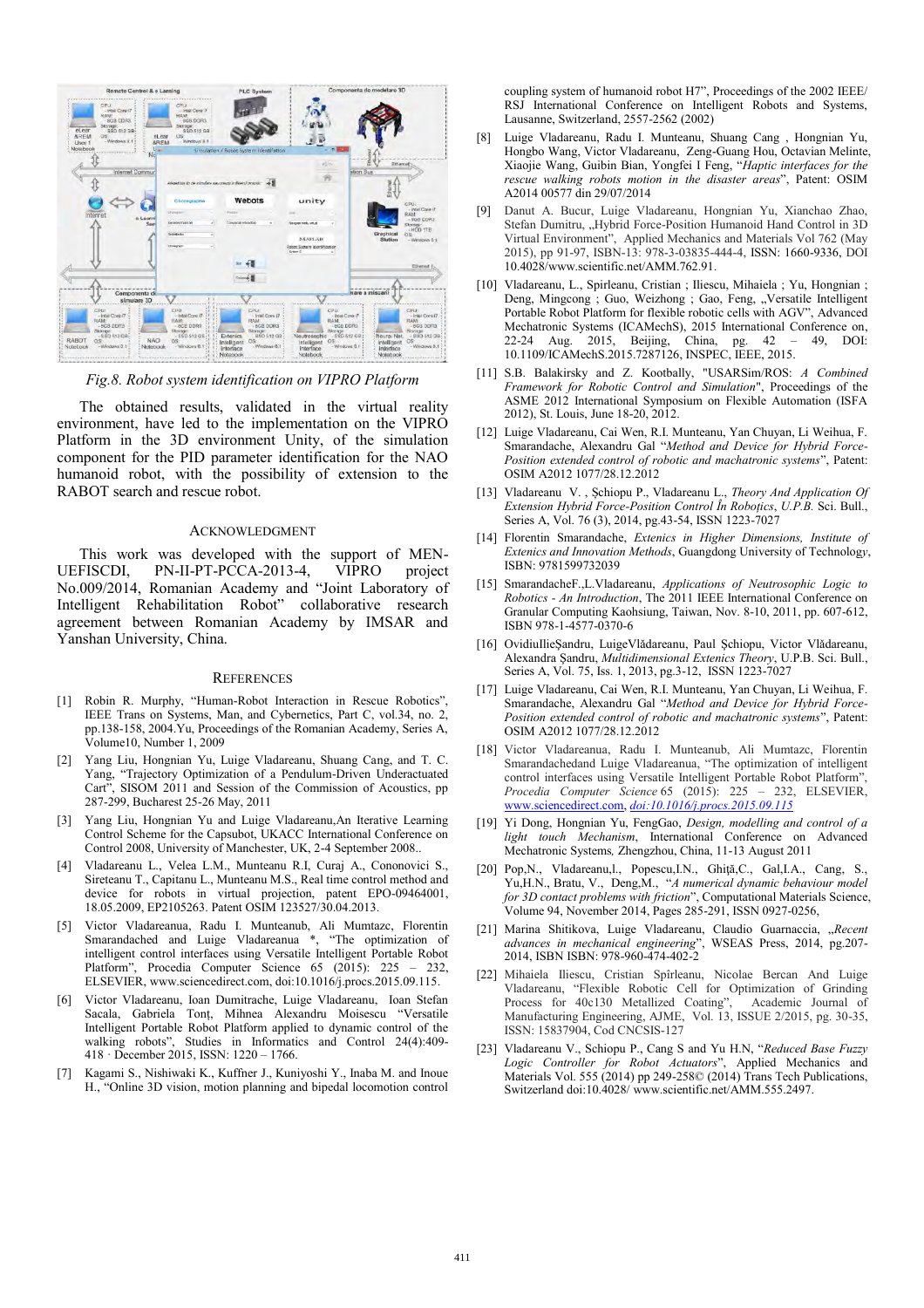*Fig.8. Robot system identification on VIPRO Platform*

The obtained results, validated in the virtual reality environment, have led to the implementation on the VIPRO Platform in the 3D environment Unity, of the simulation component for the PID parameter identification for the NAO humanoid robot, with the possibility of extension to the RABOT search and rescue robot.

## ACKNOWLEDGMENT

This work was developed with the support of MEN-UEFISCDI, PN-II-PT-PCCA-2013-4, VIPRO project No.009/2014, Romanian Academy and "Joint Laboratory of Intelligent Rehabilitation Robot" collaborative research agreement between Romanian Academy by IMSAR and Yanshan University, China.

## REFERENCES

[1] Robin R. Murphy, "Human-Robot Interaction in Rescue Robotics", IEEE Trans on Systems, Man, and Cybernetics, Part C, vol.34, no. 2, pp.138-158, 2004.Yu, Proceedings of the Romanian Academy, Series A, Volume10, Number 1, 2009

[2] Yang Liu, Hongnian Yu, Luige Vladareanu, Shuang Cang, and T. C. Yang, "Trajectory Optimization of a Pendulum-Driven Underactuated Cart", SISOM 2011 and Session of the Commission of Acoustics, pp 287-299, Bucharest 25-26 May, 2011

[3] Yang Liu, Hongnian Yu and Luige Vladareanu,An Iterative Learning Control Scheme for the Capsubot, UKACC International Conference on Control 2008, University of Manchester, UK, 2-4 September 2008..

[4] Vladareanu L., Velea L.M., Munteanu R.I, Curaj A., Cononovici S., Sireteanu T., Capitanu L., Munteanu M.S., Real time control method and device for robots in virtual projection, patent EPO-09464001, 18.05.2009, EP2105263. Patent OSIM 123527/30.04.2013.

[5] Victor Vladareanua, Radu I. Munteanub, Ali Mumtazc, Florentin Smarandached and Luige Vladareanua \*, "The optimization of intelligent control interfaces using Versatile Intelligent Portable Robot Platform", Procedia Computer Science 65 (2015): 225 – 232, ELSEVIER, www.sciencedirect.com, doi:10.1016/j.procs.2015.09.115.

[6] Victor Vladareanu, Ioan Dumitrache, Luige Vladareanu, Ioan Stefan Sacala, Gabriela Tonţ, Mihnea Alexandru Moisescu "Versatile Intelligent Portable Robot Platform applied to dynamic control of the walking robots", Studies in Informatics and Control 24(4):409-418 · December 2015, ISSN: 1220 – 1766.

[7] Kagami S., Nishiwaki K., Kuffner J., Kuniyoshi Y., Inaba M. and Inoue H., "Online 3D vision, motion planning and bipedal locomotion control coupling system of humanoid robot H7", Proceedings of the 2002 IEEE/RSJ International Conference on Intelligent Robots and Systems, Lausanne, Switzerland, 2557-2562 (2002)

[8] Luige Vladareanu, Radu I. Munteanu, Shuang Cang , Hongnian Yu, Hongbo Wang, Victor Vladareanu, Zeng-Guang Hou, Octavian Melinte, Xiaojie Wang, Guibin Bian, Yongfei I Feng, "*Haptic interfaces for the rescue walking robots motion in the disaster areas*", Patent: OSIM A2014 00577 din 29/07/2014

[9] Danut A. Bucur, Luige Vladareanu, Hongnian Yu, Xianchao Zhao, Stefan Dumitru, „Hybrid Force-Position Humanoid Hand Control in 3D Virtual Environment", Applied Mechanics and Materials Vol 762 (May 2015), pp 91-97, ISBN-13: 978-3-03835-444-4, ISSN: 1660-9336, DOI 10.4028/www.scientific.net/AMM.762.91.

[10] Vladareanu, L., Spirleanu, Cristian ; Iliescu, Mihaiela ; Yu, Hongnian ; Deng, Mingcong ; Guo, Weizhong ; Gao, Feng, „Versatile Intelligent Portable Robot Platform for flexible robotic cells with AGV", Advanced Mechatronic Systems (ICAMechS), 2015 International Conference on, 22-24 Aug. 2015, Beijing, China, pg. 42 – 49, DOI: 10.1109/ICAMechS.2015.7287126, INSPEC, IEEE, 2015.

[11] S.B. Balakirsky and Z. Kootbally, "USARSim/ROS: *A Combined Framework for Robotic Control and Simulation*", Proceedings of the ASME 2012 International Symposium on Flexible Automation (ISFA 2012), St. Louis, June 18-20, 2012.

[12] Luige Vladareanu, Cai Wen, R.I. Munteanu, Yan Chuyan, Li Weihua, F. Smarandache, Alexandru Gal "*Method and Device for Hybrid Force-Position extended control of robotic and machatronic systems*", Patent: OSIM A2012 1077/28.12.2012

[13] Vladareanu V. , Şchiopu P., Vladareanu L., *Theory And Application Of Extension Hybrid Force-Position Control În Robotics*, *U.P.B.* Sci. Bull., Series A, Vol. 76 (3), 2014, pg.43-54, ISSN 1223-7027

[14] Florentin Smarandache, *Extenics in Higher Dimensions, Institute of Extenics and Innovation Methods*, Guangdong University of Technology, ISBN: 9781599732039

[15] SmarandacheF.,L.Vladareanu, *Applications of Neutrosophic Logic to Robotics - An Introduction*, The 2011 IEEE International Conference on Granular Computing Kaohsiung, Taiwan, Nov. 8-10, 2011, pp. 607-612, ISBN 978-1-4577-0370-6

[16] OvidiuIlieŞandru, LuigeVlădareanu, Paul Şchiopu, Victor Vlădareanu, Alexandra Şandru, *Multidimensional Extenics Theory*, U.P.B. Sci. Bull., Series A, Vol. 75, Iss. 1, 2013, pg.3-12, ISSN 1223-7027

[17] Luige Vladareanu, Cai Wen, R.I. Munteanu, Yan Chuyan, Li Weihua, F. Smarandache, Alexandru Gal "*Method and Device for Hybrid Force-Position extended control of robotic and machatronic systems*", Patent: OSIM A2012 1077/28.12.2012

[18] Victor Vladareanua, Radu I. Munteanub, Ali Mumtazc, Florentin Smarandachedand Luige Vladareanua, "The optimization of intelligent control interfaces using Versatile Intelligent Portable Robot Platform", *Procedia Computer Science* 65 (2015): 225 – 232, ELSEVIER, www.sciencedirect.com, *doi:10.1016/j.procs.2015.09.115*

[19] Yi Dong, Hongnian Yu, FengGao, *Design, modelling and control of a light touch Mechanism*, International Conference on Advanced Mechatronic Systems, Zhengzhou, China, 11-13 August 2011

[20] Pop,N., Vladareanu,l., Popescu,I.N., Ghiţă,C., Gal,I.A., Cang, S., Yu,H.N., Bratu, V., Deng,M., "*A numerical dynamic behaviour model for 3D contact problems with friction*", Computational Materials Science, Volume 94, November 2014, Pages 285-291, ISSN 0927-0256,

[21] Marina Shitikova, Luige Vladareanu, Claudio Guarnaccia, „*Recent advances in mechanical engineering*", WSEAS Press, 2014, pg.207-2014, ISBN ISBN: 978-960-474-402-2

[22] Mihaiela Iliescu, Cristian Spîrleanu, Nicolae Bercan And Luige Vladareanu, "Flexible Robotic Cell for Optimization of Grinding Process for 40c130 Metallized Coating", Academic Journal of Manufacturing Engineering, AJME, Vol. 13, ISSUE 2/2015, pg. 30-35, ISSN: 15837904, Cod CNCSIS-127

[23] Vladareanu V., Schiopu P., Cang S and Yu H.N, "*Reduced Base Fuzzy Logic Controller for Robot Actuators*", Applied Mechanics and Materials Vol. 555 (2014) pp 249-258© (2014) Trans Tech Publications, Switzerland doi:10.4028/ www.scientific.net/AMM.555.2497.